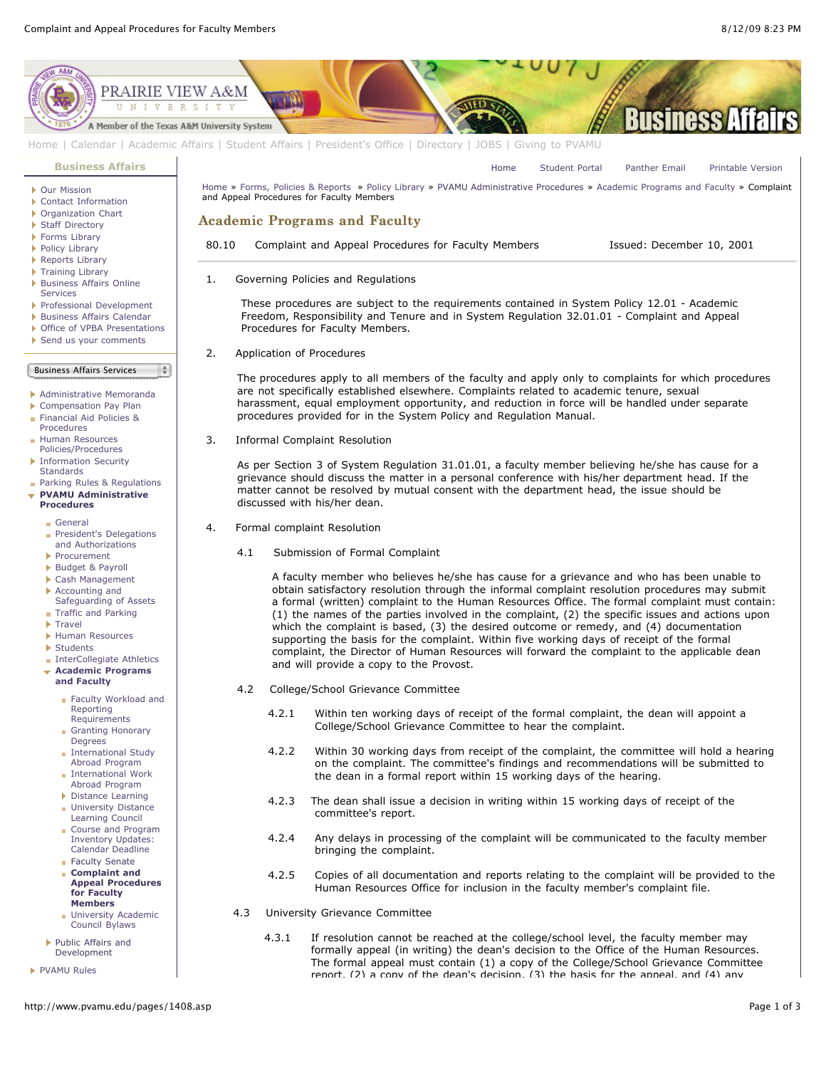Home » Forms, Policies & Reports » Policy Library » PVAMU Administrative Procedures » Academic Programs and Faculty » Complaint and Appeal Procedures for Faculty Members

## Academic Programs and Faculty

80.10 Complaint and Appeal Procedures for Faculty Members — Issued: December 10, 2001

1. Governing Policies and Regulations

   These procedures are subject to the requirements contained in System Policy 12.01 - Academic Freedom, Responsibility and Tenure and in System Regulation 32.01.01 - Complaint and Appeal Procedures for Faculty Members.

2. Application of Procedures

   The procedures apply to all members of the faculty and apply only to complaints for which procedures are not specifically established elsewhere. Complaints related to academic tenure, sexual harassment, equal employment opportunity, and reduction in force will be handled under separate procedures provided for in the System Policy and Regulation Manual.

3. Informal Complaint Resolution

   As per Section 3 of System Regulation 31.01.01, a faculty member believing he/she has cause for a grievance should discuss the matter in a personal conference with his/her department head. If the matter cannot be resolved by mutual consent with the department head, the issue should be discussed with his/her dean.

4. Formal complaint Resolution

   4.1 Submission of Formal Complaint

   A faculty member who believes he/she has cause for a grievance and who has been unable to obtain satisfactory resolution through the informal complaint resolution procedures may submit a formal (written) complaint to the Human Resources Office. The formal complaint must contain: (1) the names of the parties involved in the complaint, (2) the specific issues and actions upon which the complaint is based, (3) the desired outcome or remedy, and (4) documentation supporting the basis for the complaint. Within five working days of receipt of the formal complaint, the Director of Human Resources will forward the complaint to the applicable dean and will provide a copy to the Provost.

   4.2 College/School Grievance Committee

   4.2.1 Within ten working days of receipt of the formal complaint, the dean will appoint a College/School Grievance Committee to hear the complaint.

   4.2.2 Within 30 working days from receipt of the complaint, the committee will hold a hearing on the complaint. The committee's findings and recommendations will be submitted to the dean in a formal report within 15 working days of the hearing.

   4.2.3 The dean shall issue a decision in writing within 15 working days of receipt of the committee's report.

   4.2.4 Any delays in processing of the complaint will be communicated to the faculty member bringing the complaint.

   4.2.5 Copies of all documentation and reports relating to the complaint will be provided to the Human Resources Office for inclusion in the faculty member's complaint file.

   4.3 University Grievance Committee

   4.3.1 If resolution cannot be reached at the college/school level, the faculty member may formally appeal (in writing) the dean's decision to the Office of the Human Resources. The formal appeal must contain (1) a copy of the College/School Grievance Committee report, (2) a copy of the dean's decision, (3) the basis for the appeal, and (4) any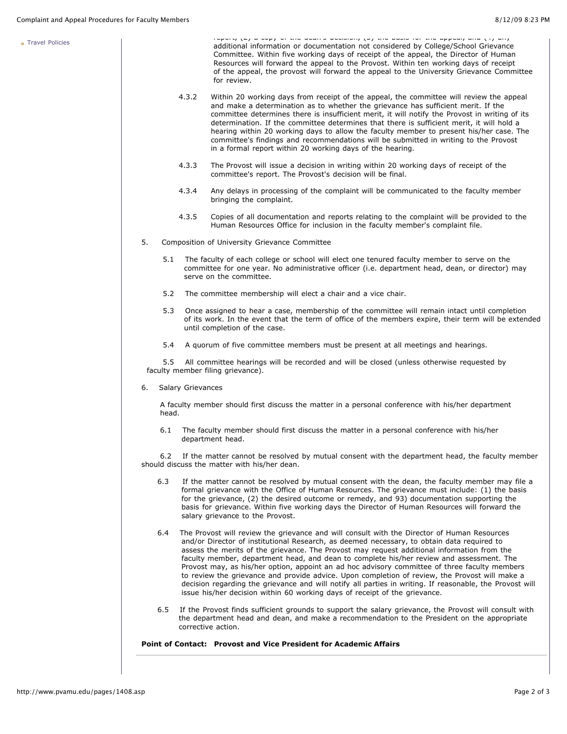report, (2) a copy of the dean's decision, (3) the basis for the appeal, and (4) any additional information or documentation not considered by College/School Grievance Committee. Within five working days of receipt of the appeal, the Director of Human Resources will forward the appeal to the Provost. Within ten working days of receipt of the appeal, the provost will forward the appeal to the University Grievance Committee for review.

4.3.2 Within 20 working days from receipt of the appeal, the committee will review the appeal and make a determination as to whether the grievance has sufficient merit. If the committee determines there is insufficient merit, it will notify the Provost in writing of its determination. If the committee determines that there is sufficient merit, it will hold a hearing within 20 working days to allow the faculty member to present his/her case. The committee's findings and recommendations will be submitted in writing to the Provost in a formal report within 20 working days of the hearing.

4.3.3 The Provost will issue a decision in writing within 20 working days of receipt of the committee's report. The Provost's decision will be final.

4.3.4 Any delays in processing of the complaint will be communicated to the faculty member bringing the complaint.

4.3.5 Copies of all documentation and reports relating to the complaint will be provided to the Human Resources Office for inclusion in the faculty member's complaint file.

5. Composition of University Grievance Committee

5.1 The faculty of each college or school will elect one tenured faculty member to serve on the committee for one year. No administrative officer (i.e. department head, dean, or director) may serve on the committee.

5.2 The committee membership will elect a chair and a vice chair.

5.3 Once assigned to hear a case, membership of the committee will remain intact until completion of its work. In the event that the term of office of the members expire, their term will be extended until completion of the case.

5.4 A quorum of five committee members must be present at all meetings and hearings.

5.5 All committee hearings will be recorded and will be closed (unless otherwise requested by faculty member filing grievance).

6. Salary Grievances

A faculty member should first discuss the matter in a personal conference with his/her department head.

6.1 The faculty member should first discuss the matter in a personal conference with his/her department head.

6.2 If the matter cannot be resolved by mutual consent with the department head, the faculty member should discuss the matter with his/her dean.

6.3 If the matter cannot be resolved by mutual consent with the dean, the faculty member may file a formal grievance with the Office of Human Resources. The grievance must include: (1) the basis for the grievance, (2) the desired outcome or remedy, and 93) documentation supporting the basis for grievance. Within five working days the Director of Human Resources will forward the salary grievance to the Provost.

6.4 The Provost will review the grievance and will consult with the Director of Human Resources and/or Director of institutional Research, as deemed necessary, to obtain data required to assess the merits of the grievance. The Provost may request additional information from the faculty member, department head, and dean to complete his/her review and assessment. The Provost may, as his/her option, appoint an ad hoc advisory committee of three faculty members to review the grievance and provide advice. Upon completion of review, the Provost will make a decision regarding the grievance and will notify all parties in writing. If reasonable, the Provost will issue his/her decision within 60 working days of receipt of the grievance.

6.5 If the Provost finds sufficient grounds to support the salary grievance, the Provost will consult with the department head and dean, and make a recommendation to the President on the appropriate corrective action.

**Point of Contact: Provost and Vice President for Academic Affairs**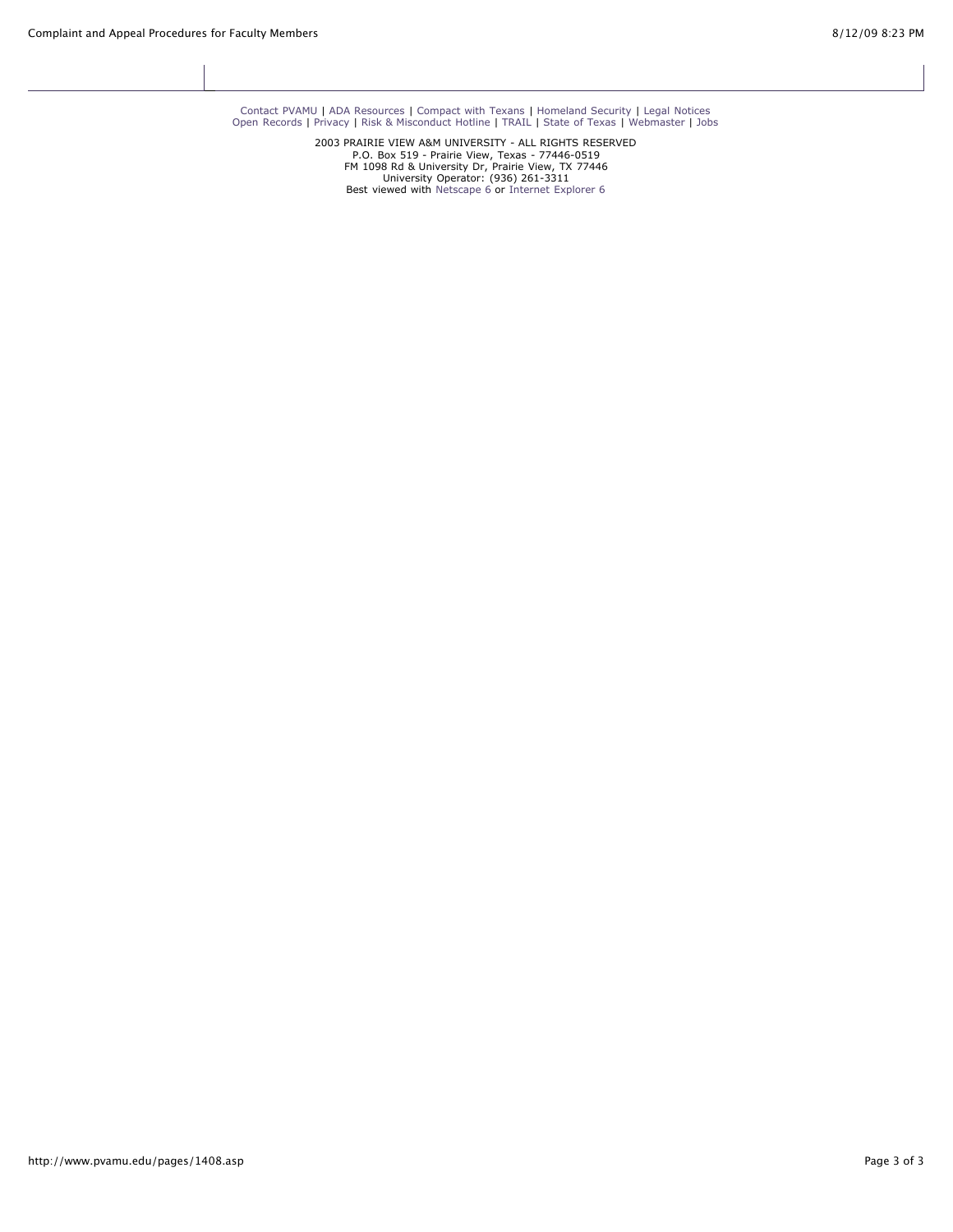Contact PVAMU | ADA Resources | Compact with Texans | Homeland Security | Legal Notices
Open Records | Privacy | Risk & Misconduct Hotline | TRAIL | State of Texas | Webmaster | Jobs

2003 PRAIRIE VIEW A&M UNIVERSITY - ALL RIGHTS RESERVED
P.O. Box 519 - Prairie View, Texas - 77446-0519
FM 1098 Rd & University Dr, Prairie View, TX 77446
University Operator: (936) 261-3311
Best viewed with Netscape 6 or Internet Explorer 6